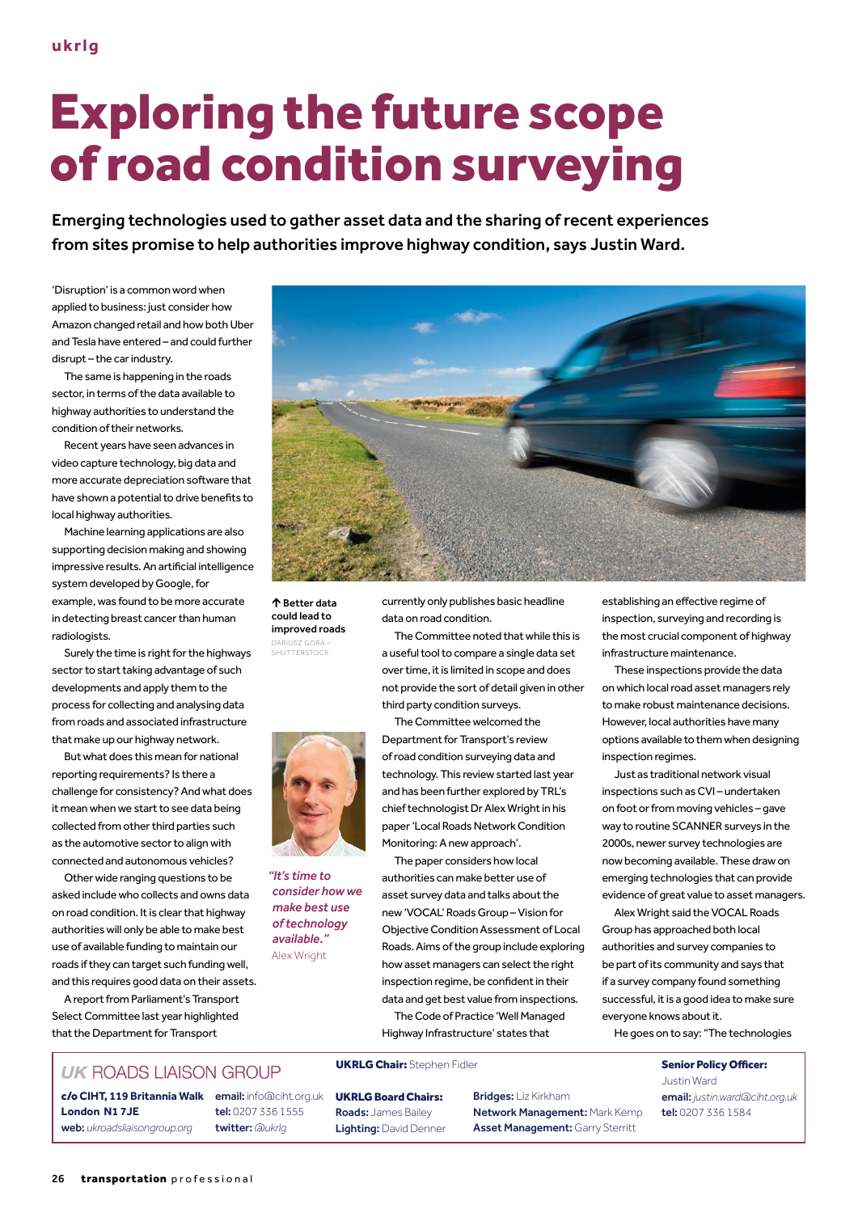# Exploring the future scope of road condition surveying

**Emerging technologies used to gather asset data and the sharing of recent experiences from sites promise to help authorities improve highway condition, says Justin Ward.**

'Disruption' is a common word when applied to business: just consider how Amazon changed retail and how both Uber and Tesla have entered – and could further disrupt – the car industry.

The same is happening in the roads sector, in terms of the data available to highway authorities to understand the condition of their networks.

Recent years have seen advances in video capture technology, big data and more accurate depreciation software that have shown a potential to drive benefits to local highway authorities.

Machine learning applications are also supporting decision making and showing impressive results. An artificial intelligence system developed by Google, for example, was found to be more accurate in detecting breast cancer than human radiologists.

Surely the time is right for the highways sector to start taking advantage of such developments and apply them to the process for collecting and analysing data from roads and associated infrastructure that make up our highway network.

But what does this mean for national reporting requirements? Is there a challenge for consistency? And what does it mean when we start to see data being collected from other third parties such as the automotive sector to align with connected and autonomous vehicles?

Other wide ranging questions to be asked include who collects and owns data on road condition. It is clear that highway authorities will only be able to make best use of available funding to maintain our roads if they can target such funding well, and this requires good data on their assets.

A report from Parliament's Transport Select Committee last year highlighted that the Department for Transport currently only publishes basic headline data on road condition.

↑ **Better data could lead to improved roads**
DARIUSZ GORA – SHUTTERSTOCK

*"It's time to consider how we make best use of technology available."*
Alex Wright

The Committee noted that while this is a useful tool to compare a single data set over time, it is limited in scope and does not provide the sort of detail given in other third party condition surveys.

The Committee welcomed the Department for Transport's review of road condition surveying data and technology. This review started last year and has been further explored by TRL's chief technologist Dr Alex Wright in his paper 'Local Roads Network Condition Monitoring: A new approach'.

The paper considers how local authorities can make better use of asset survey data and talks about the new 'VOCAL' Roads Group – Vision for Objective Condition Assessment of Local Roads. Aims of the group include exploring how asset managers can select the right inspection regime, be confident in their data and get best value from inspections.

The Code of Practice 'Well Managed Highway Infrastructure' states that establishing an effective regime of inspection, surveying and recording is the most crucial component of highway infrastructure maintenance.

These inspections provide the data on which local road asset managers rely to make robust maintenance decisions. However, local authorities have many options available to them when designing inspection regimes.

Just as traditional network visual inspections such as CVI – undertaken on foot or from moving vehicles – gave way to routine SCANNER surveys in the 2000s, newer survey technologies are now becoming available. These draw on emerging technologies that can provide evidence of great value to asset managers.

Alex Wright said the VOCAL Roads Group has approached both local authorities and survey companies to be part of its community and says that if a survey company found something successful, it is a good idea to make sure everyone knows about it.

He goes on to say: "The technologies

---

**UK ROADS LIAISON GROUP**

**c/o CIHT, 119 Britannia Walk London N1 7JE**
**web:** *ukroadsliaisongroup.org*

**email:** info@ciht.org.uk
**tel:** 0207 336 1555
**twitter:** *@ukrlg*

**UKRLG Chair:** Stephen Fidler

**UKRLG Board Chairs:**
**Roads:** James Bailey
**Lighting:** David Denner
**Bridges:** Liz Kirkham
**Network Management:** Mark Kemp
**Asset Management:** Garry Sterritt

**Senior Policy Officer:** Justin Ward
**email:** *justin.ward@ciht.org.uk*
**tel:** 0207 336 1584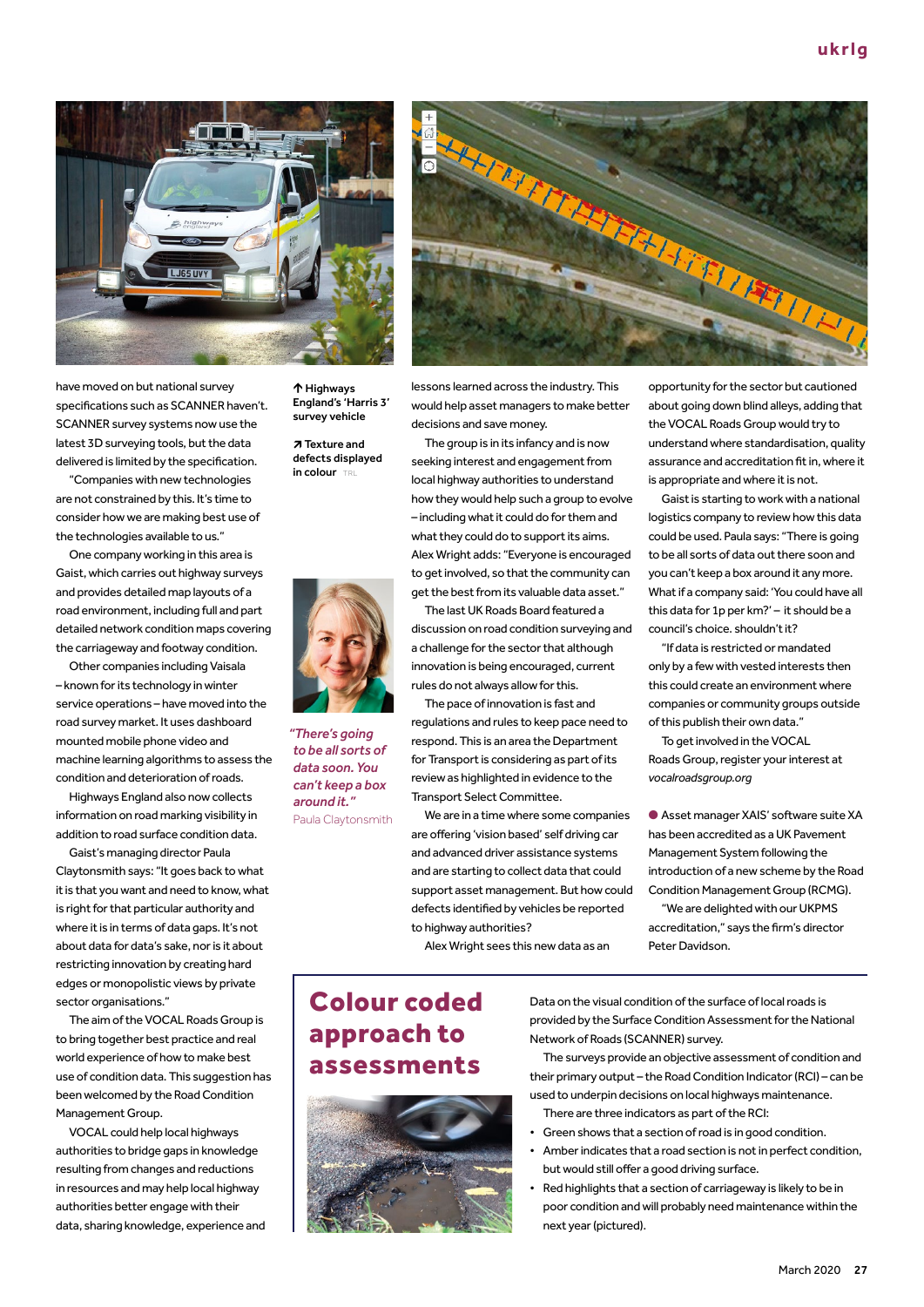have moved on but national survey specifications such as SCANNER haven't. SCANNER survey systems now use the latest 3D surveying tools, but the data delivered is limited by the specification.

"Companies with new technologies are not constrained by this. It's time to consider how we are making best use of the technologies available to us."

One company working in this area is Gaist, which carries out highway surveys and provides detailed map layouts of a road environment, including full and part detailed network condition maps covering the carriageway and footway condition.

Other companies including Vaisala – known for its technology in winter service operations – have moved into the road survey market. It uses dashboard mounted mobile phone video and machine learning algorithms to assess the condition and deterioration of roads.

Highways England also now collects information on road marking visibility in addition to road surface condition data.

Gaist's managing director Paula Claytonsmith says: "It goes back to what it is that you want and need to know, what is right for that particular authority and where it is in terms of data gaps. It's not about data for data's sake, nor is it about restricting innovation by creating hard edges or monopolistic views by private sector organisations."

The aim of the VOCAL Roads Group is to bring together best practice and real world experience of how to make best use of condition data. This suggestion has been welcomed by the Road Condition Management Group.

VOCAL could help local highways authorities to bridge gaps in knowledge resulting from changes and reductions in resources and may help local highway authorities better engage with their data, sharing knowledge, experience and lessons learned across the industry. This would help asset managers to make better decisions and save money.

The group is in its infancy and is now seeking interest and engagement from local highway authorities to understand how they would help such a group to evolve – including what it could do for them and what they could do to support its aims. Alex Wright adds: "Everyone is encouraged to get involved, so that the community can get the best from its valuable data asset."

The last UK Roads Board featured a discussion on road condition surveying and a challenge for the sector that although innovation is being encouraged, current rules do not always allow for this.

The pace of innovation is fast and regulations and rules to keep pace need to respond. This is an area the Department for Transport is considering as part of its review as highlighted in evidence to the Transport Select Committee.

We are in a time where some companies are offering 'vision based' self driving car and advanced driver assistance systems and are starting to collect data that could support asset management. But how could defects identified by vehicles be reported to highway authorities?

Alex Wright sees this new data as an opportunity for the sector but cautioned about going down blind alleys, adding that the VOCAL Roads Group would try to understand where standardisation, quality assurance and accreditation fit in, where it is appropriate and where it is not.

Gaist is starting to work with a national logistics company to review how this data could be used. Paula says: "There is going to be all sorts of data out there soon and you can't keep a box around it any more. What if a company said: 'You could have all this data for 1p per km?' – it should be a council's choice. shouldn't it?

"If data is restricted or mandated only by a few with vested interests then this could create an environment where companies or community groups outside of this publish their own data."

To get involved in the VOCAL Roads Group, register your interest at *vocalroadsgroup.org*

↑ **Highways England's 'Harris 3' survey vehicle**

↗ **Texture and defects displayed in colour** TRL

*"There's going to be all sorts of data soon. You can't keep a box around it."*
Paula Claytonsmith

● Asset manager XAIS' software suite XA has been accredited as a UK Pavement Management System following the introduction of a new scheme by the Road Condition Management Group (RCMG).

"We are delighted with our UKPMS accreditation," says the firm's director Peter Davidson.

## Colour coded approach to assessments

Data on the visual condition of the surface of local roads is provided by the Surface Condition Assessment for the National Network of Roads (SCANNER) survey.

The surveys provide an objective assessment of condition and their primary output – the Road Condition Indicator (RCI) – can be used to underpin decisions on local highways maintenance.

There are three indicators as part of the RCI:

- Green shows that a section of road is in good condition.
- Amber indicates that a road section is not in perfect condition, but would still offer a good driving surface.
- Red highlights that a section of carriageway is likely to be in poor condition and will probably need maintenance within the next year (pictured).